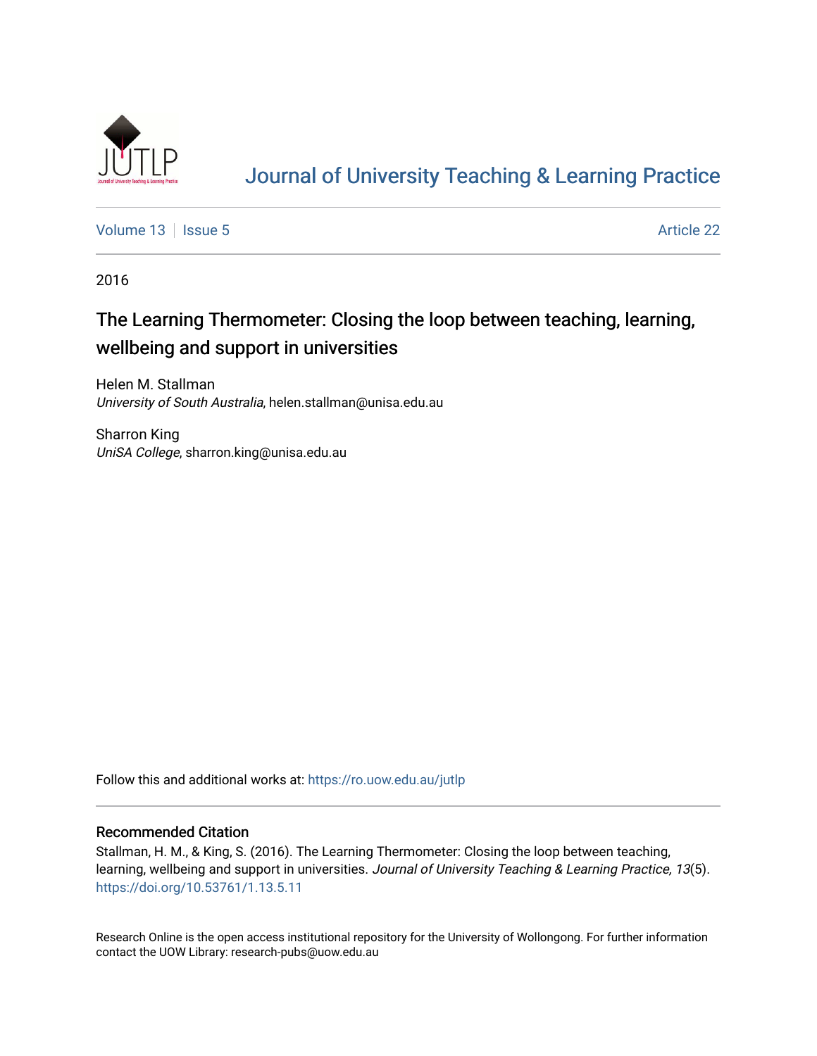Journal of University Teaching & Learning Practice

Volume 13 | Issue 5 Article 22

2016

# The Learning Thermometer: Closing the loop between teaching, learning, wellbeing and support in universities

Helen M. Stallman
*University of South Australia*, helen.stallman@unisa.edu.au

Sharron King
*UniSA College*, sharron.king@unisa.edu.au

Follow this and additional works at: https://ro.uow.edu.au/jutlp

## Recommended Citation

Stallman, H. M., & King, S. (2016). The Learning Thermometer: Closing the loop between teaching, learning, wellbeing and support in universities. *Journal of University Teaching & Learning Practice, 13*(5). https://doi.org/10.53761/1.13.5.11

Research Online is the open access institutional repository for the University of Wollongong. For further information contact the UOW Library: research-pubs@uow.edu.au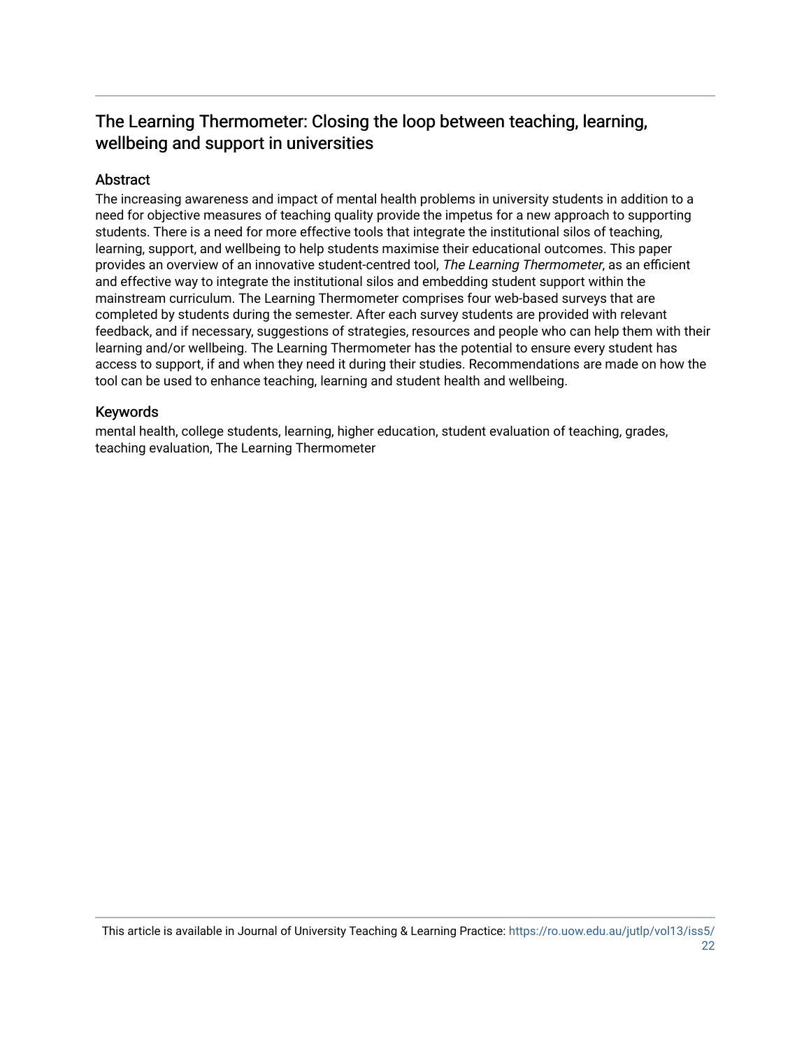## The Learning Thermometer: Closing the loop between teaching, learning, wellbeing and support in universities

### Abstract

The increasing awareness and impact of mental health problems in university students in addition to a need for objective measures of teaching quality provide the impetus for a new approach to supporting students. There is a need for more effective tools that integrate the institutional silos of teaching, learning, support, and wellbeing to help students maximise their educational outcomes. This paper provides an overview of an innovative student-centred tool, *The Learning Thermometer*, as an efficient and effective way to integrate the institutional silos and embedding student support within the mainstream curriculum. The Learning Thermometer comprises four web-based surveys that are completed by students during the semester. After each survey students are provided with relevant feedback, and if necessary, suggestions of strategies, resources and people who can help them with their learning and/or wellbeing. The Learning Thermometer has the potential to ensure every student has access to support, if and when they need it during their studies. Recommendations are made on how the tool can be used to enhance teaching, learning and student health and wellbeing.

### Keywords

mental health, college students, learning, higher education, student evaluation of teaching, grades, teaching evaluation, The Learning Thermometer

This article is available in Journal of University Teaching & Learning Practice: https://ro.uow.edu.au/jutlp/vol13/iss5/22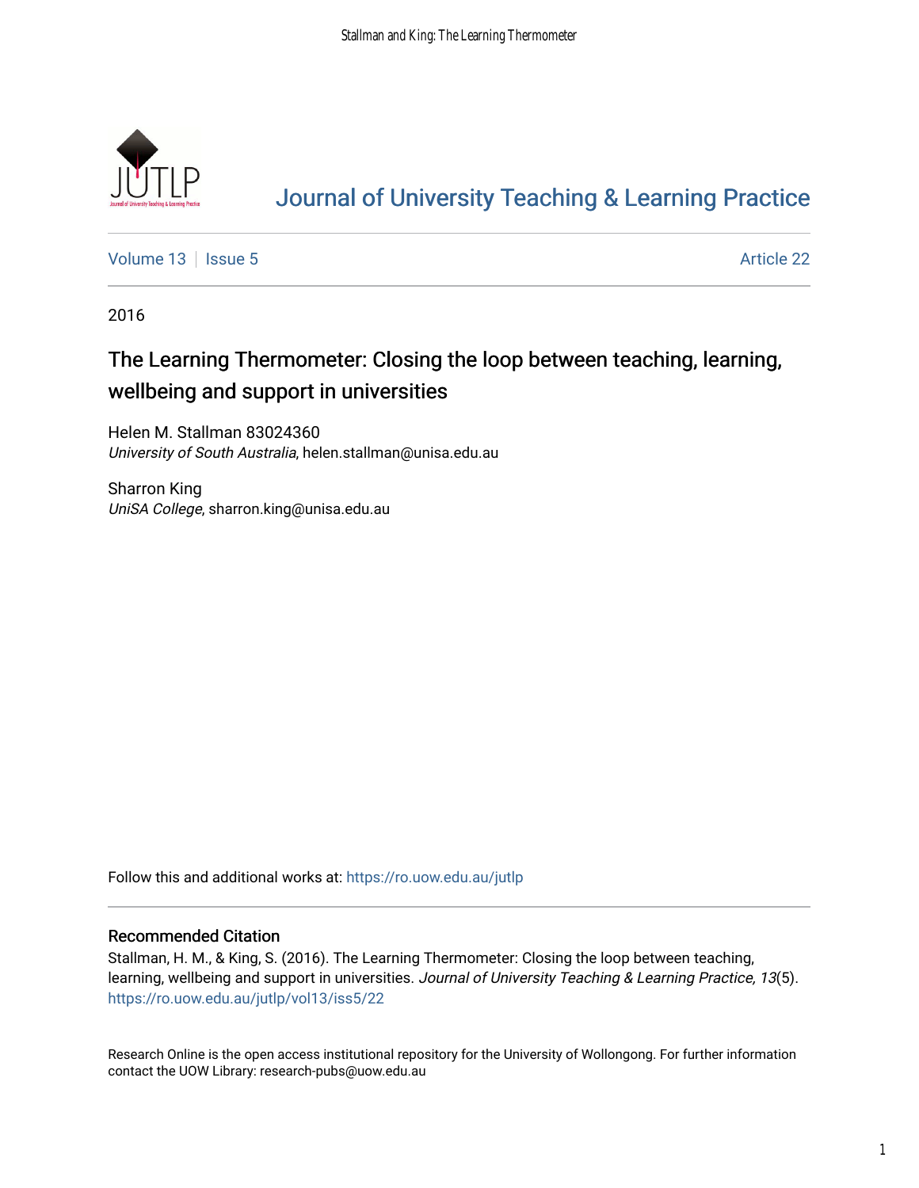# Journal of University Teaching & Learning Practice

Volume 13 | Issue 5 | Article 22

2016

## The Learning Thermometer: Closing the loop between teaching, learning, wellbeing and support in universities

Helen M. Stallman 83024360
*University of South Australia*, helen.stallman@unisa.edu.au

Sharron King
*UniSA College*, sharron.king@unisa.edu.au

Follow this and additional works at: https://ro.uow.edu.au/jutlp

### Recommended Citation

Stallman, H. M., & King, S. (2016). The Learning Thermometer: Closing the loop between teaching, learning, wellbeing and support in universities. *Journal of University Teaching & Learning Practice, 13*(5). https://ro.uow.edu.au/jutlp/vol13/iss5/22

Research Online is the open access institutional repository for the University of Wollongong. For further information contact the UOW Library: research-pubs@uow.edu.au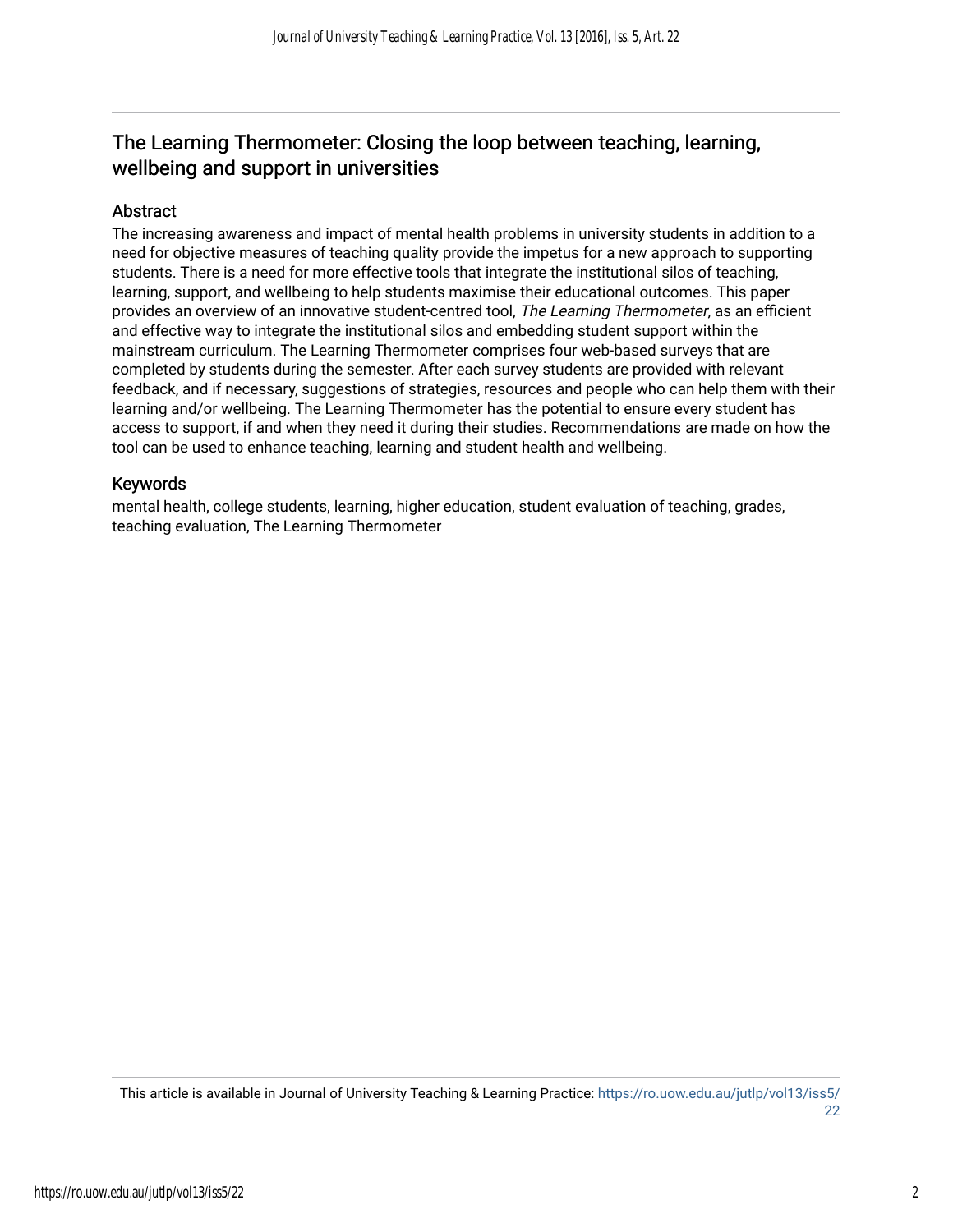## The Learning Thermometer: Closing the loop between teaching, learning, wellbeing and support in universities

### Abstract

The increasing awareness and impact of mental health problems in university students in addition to a need for objective measures of teaching quality provide the impetus for a new approach to supporting students. There is a need for more effective tools that integrate the institutional silos of teaching, learning, support, and wellbeing to help students maximise their educational outcomes. This paper provides an overview of an innovative student-centred tool, *The Learning Thermometer*, as an efficient and effective way to integrate the institutional silos and embedding student support within the mainstream curriculum. The Learning Thermometer comprises four web-based surveys that are completed by students during the semester. After each survey students are provided with relevant feedback, and if necessary, suggestions of strategies, resources and people who can help them with their learning and/or wellbeing. The Learning Thermometer has the potential to ensure every student has access to support, if and when they need it during their studies. Recommendations are made on how the tool can be used to enhance teaching, learning and student health and wellbeing.

### Keywords

mental health, college students, learning, higher education, student evaluation of teaching, grades, teaching evaluation, The Learning Thermometer

This article is available in Journal of University Teaching & Learning Practice: https://ro.uow.edu.au/jutlp/vol13/iss5/22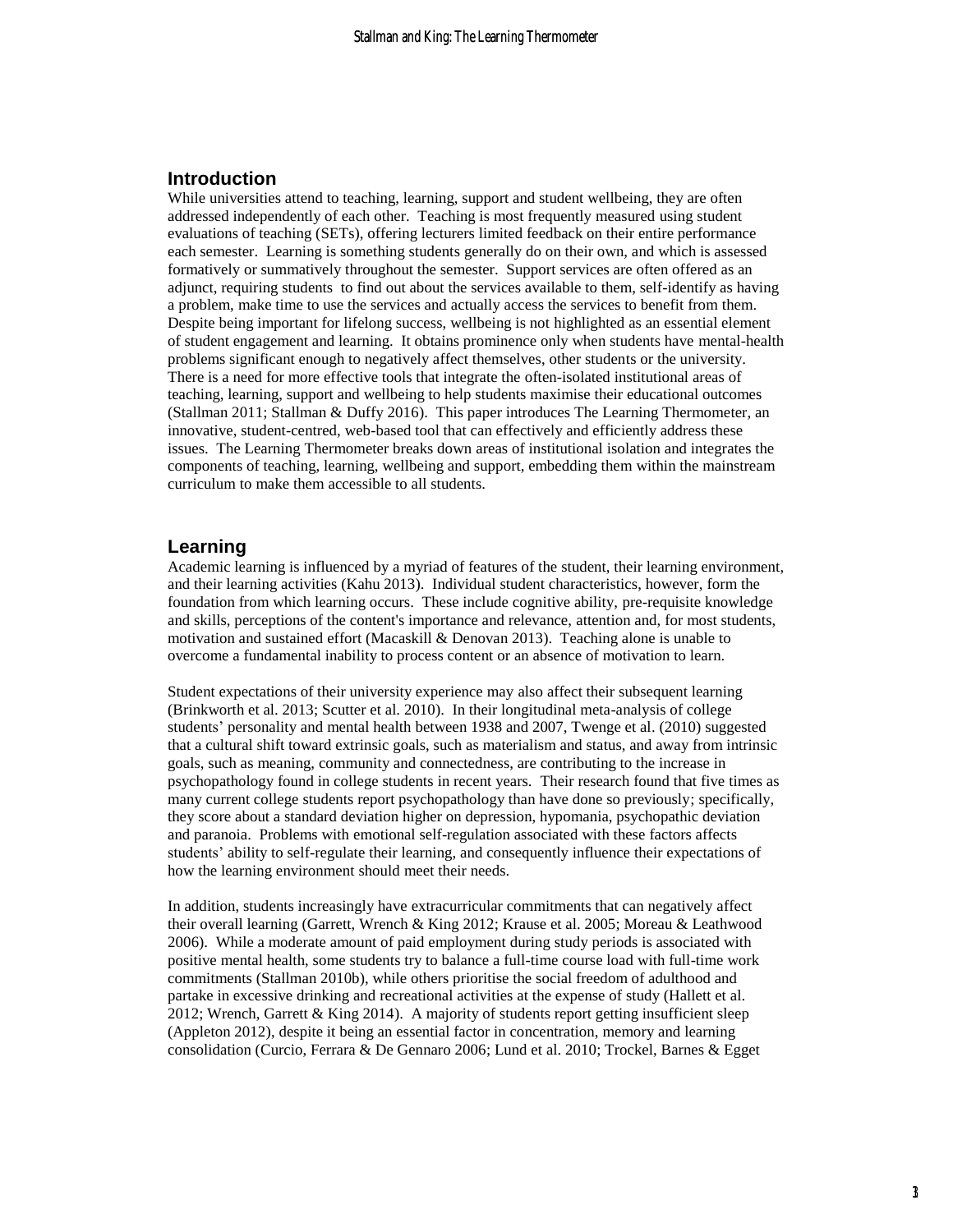## Introduction

While universities attend to teaching, learning, support and student wellbeing, they are often addressed independently of each other. Teaching is most frequently measured using student evaluations of teaching (SETs), offering lecturers limited feedback on their entire performance each semester. Learning is something students generally do on their own, and which is assessed formatively or summatively throughout the semester. Support services are often offered as an adjunct, requiring students to find out about the services available to them, self-identify as having a problem, make time to use the services and actually access the services to benefit from them. Despite being important for lifelong success, wellbeing is not highlighted as an essential element of student engagement and learning. It obtains prominence only when students have mental-health problems significant enough to negatively affect themselves, other students or the university. There is a need for more effective tools that integrate the often-isolated institutional areas of teaching, learning, support and wellbeing to help students maximise their educational outcomes (Stallman 2011; Stallman & Duffy 2016). This paper introduces The Learning Thermometer, an innovative, student-centred, web-based tool that can effectively and efficiently address these issues. The Learning Thermometer breaks down areas of institutional isolation and integrates the components of teaching, learning, wellbeing and support, embedding them within the mainstream curriculum to make them accessible to all students.

## Learning

Academic learning is influenced by a myriad of features of the student, their learning environment, and their learning activities (Kahu 2013). Individual student characteristics, however, form the foundation from which learning occurs. These include cognitive ability, pre-requisite knowledge and skills, perceptions of the content's importance and relevance, attention and, for most students, motivation and sustained effort (Macaskill & Denovan 2013). Teaching alone is unable to overcome a fundamental inability to process content or an absence of motivation to learn.

Student expectations of their university experience may also affect their subsequent learning (Brinkworth et al. 2013; Scutter et al. 2010). In their longitudinal meta-analysis of college students' personality and mental health between 1938 and 2007, Twenge et al. (2010) suggested that a cultural shift toward extrinsic goals, such as materialism and status, and away from intrinsic goals, such as meaning, community and connectedness, are contributing to the increase in psychopathology found in college students in recent years. Their research found that five times as many current college students report psychopathology than have done so previously; specifically, they score about a standard deviation higher on depression, hypomania, psychopathic deviation and paranoia. Problems with emotional self-regulation associated with these factors affects students' ability to self-regulate their learning, and consequently influence their expectations of how the learning environment should meet their needs.

In addition, students increasingly have extracurricular commitments that can negatively affect their overall learning (Garrett, Wrench & King 2012; Krause et al. 2005; Moreau & Leathwood 2006). While a moderate amount of paid employment during study periods is associated with positive mental health, some students try to balance a full-time course load with full-time work commitments (Stallman 2010b), while others prioritise the social freedom of adulthood and partake in excessive drinking and recreational activities at the expense of study (Hallett et al. 2012; Wrench, Garrett & King 2014). A majority of students report getting insufficient sleep (Appleton 2012), despite it being an essential factor in concentration, memory and learning consolidation (Curcio, Ferrara & De Gennaro 2006; Lund et al. 2010; Trockel, Barnes & Egget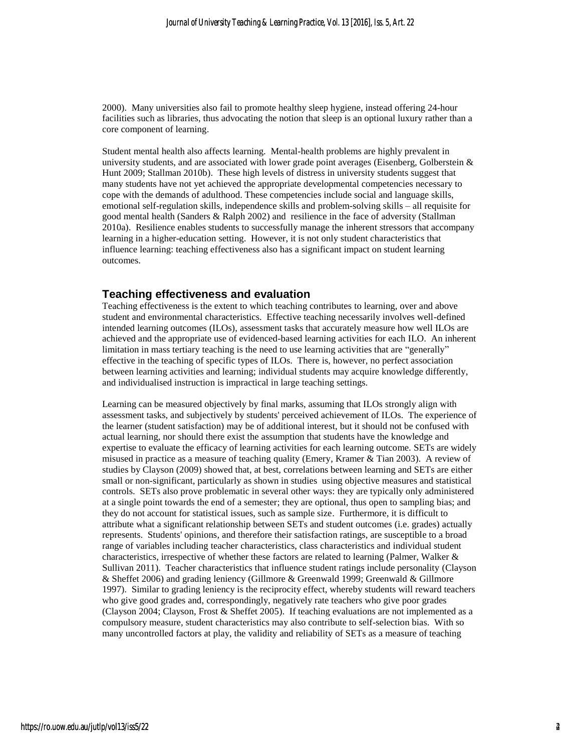2000). Many universities also fail to promote healthy sleep hygiene, instead offering 24-hour facilities such as libraries, thus advocating the notion that sleep is an optional luxury rather than a core component of learning.

Student mental health also affects learning. Mental-health problems are highly prevalent in university students, and are associated with lower grade point averages (Eisenberg, Golberstein & Hunt 2009; Stallman 2010b). These high levels of distress in university students suggest that many students have not yet achieved the appropriate developmental competencies necessary to cope with the demands of adulthood. These competencies include social and language skills, emotional self-regulation skills, independence skills and problem-solving skills – all requisite for good mental health (Sanders & Ralph 2002) and resilience in the face of adversity (Stallman 2010a). Resilience enables students to successfully manage the inherent stressors that accompany learning in a higher-education setting. However, it is not only student characteristics that influence learning: teaching effectiveness also has a significant impact on student learning outcomes.

## Teaching effectiveness and evaluation

Teaching effectiveness is the extent to which teaching contributes to learning, over and above student and environmental characteristics. Effective teaching necessarily involves well-defined intended learning outcomes (ILOs), assessment tasks that accurately measure how well ILOs are achieved and the appropriate use of evidenced-based learning activities for each ILO. An inherent limitation in mass tertiary teaching is the need to use learning activities that are "generally" effective in the teaching of specific types of ILOs. There is, however, no perfect association between learning activities and learning; individual students may acquire knowledge differently, and individualised instruction is impractical in large teaching settings.

Learning can be measured objectively by final marks, assuming that ILOs strongly align with assessment tasks, and subjectively by students' perceived achievement of ILOs. The experience of the learner (student satisfaction) may be of additional interest, but it should not be confused with actual learning, nor should there exist the assumption that students have the knowledge and expertise to evaluate the efficacy of learning activities for each learning outcome. SETs are widely misused in practice as a measure of teaching quality (Emery, Kramer & Tian 2003). A review of studies by Clayson (2009) showed that, at best, correlations between learning and SETs are either small or non-significant, particularly as shown in studies using objective measures and statistical controls. SETs also prove problematic in several other ways: they are typically only administered at a single point towards the end of a semester; they are optional, thus open to sampling bias; and they do not account for statistical issues, such as sample size. Furthermore, it is difficult to attribute what a significant relationship between SETs and student outcomes (i.e. grades) actually represents. Students' opinions, and therefore their satisfaction ratings, are susceptible to a broad range of variables including teacher characteristics, class characteristics and individual student characteristics, irrespective of whether these factors are related to learning (Palmer, Walker & Sullivan 2011). Teacher characteristics that influence student ratings include personality (Clayson & Sheffet 2006) and grading leniency (Gillmore & Greenwald 1999; Greenwald & Gillmore 1997). Similar to grading leniency is the reciprocity effect, whereby students will reward teachers who give good grades and, correspondingly, negatively rate teachers who give poor grades (Clayson 2004; Clayson, Frost & Sheffet 2005). If teaching evaluations are not implemented as a compulsory measure, student characteristics may also contribute to self-selection bias. With so many uncontrolled factors at play, the validity and reliability of SETs as a measure of teaching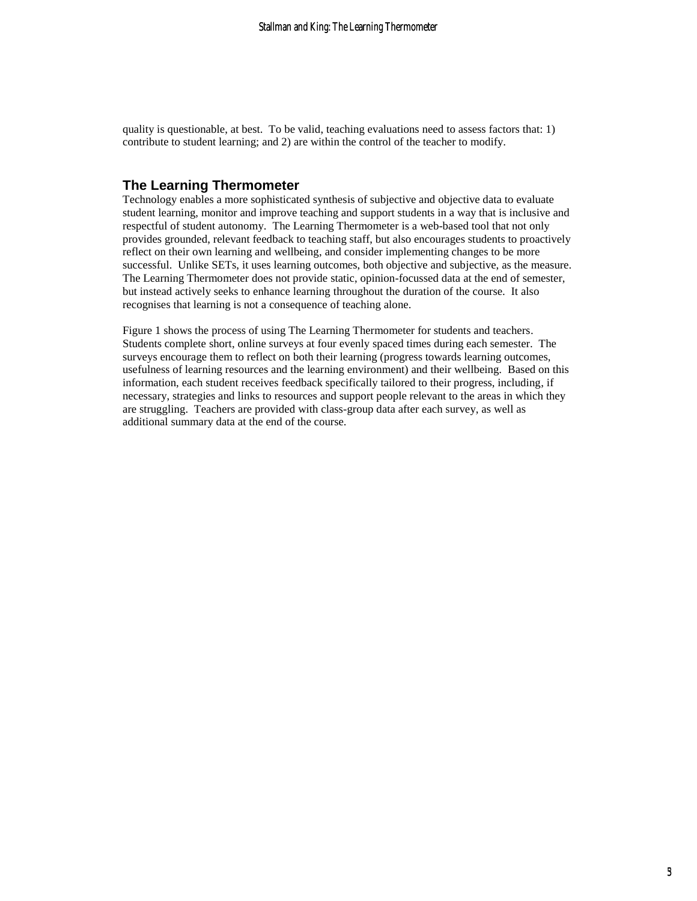quality is questionable, at best. To be valid, teaching evaluations need to assess factors that: 1) contribute to student learning; and 2) are within the control of the teacher to modify.

## The Learning Thermometer

Technology enables a more sophisticated synthesis of subjective and objective data to evaluate student learning, monitor and improve teaching and support students in a way that is inclusive and respectful of student autonomy. The Learning Thermometer is a web-based tool that not only provides grounded, relevant feedback to teaching staff, but also encourages students to proactively reflect on their own learning and wellbeing, and consider implementing changes to be more successful. Unlike SETs, it uses learning outcomes, both objective and subjective, as the measure. The Learning Thermometer does not provide static, opinion-focussed data at the end of semester, but instead actively seeks to enhance learning throughout the duration of the course. It also recognises that learning is not a consequence of teaching alone.

Figure 1 shows the process of using The Learning Thermometer for students and teachers. Students complete short, online surveys at four evenly spaced times during each semester. The surveys encourage them to reflect on both their learning (progress towards learning outcomes, usefulness of learning resources and the learning environment) and their wellbeing. Based on this information, each student receives feedback specifically tailored to their progress, including, if necessary, strategies and links to resources and support people relevant to the areas in which they are struggling. Teachers are provided with class-group data after each survey, as well as additional summary data at the end of the course.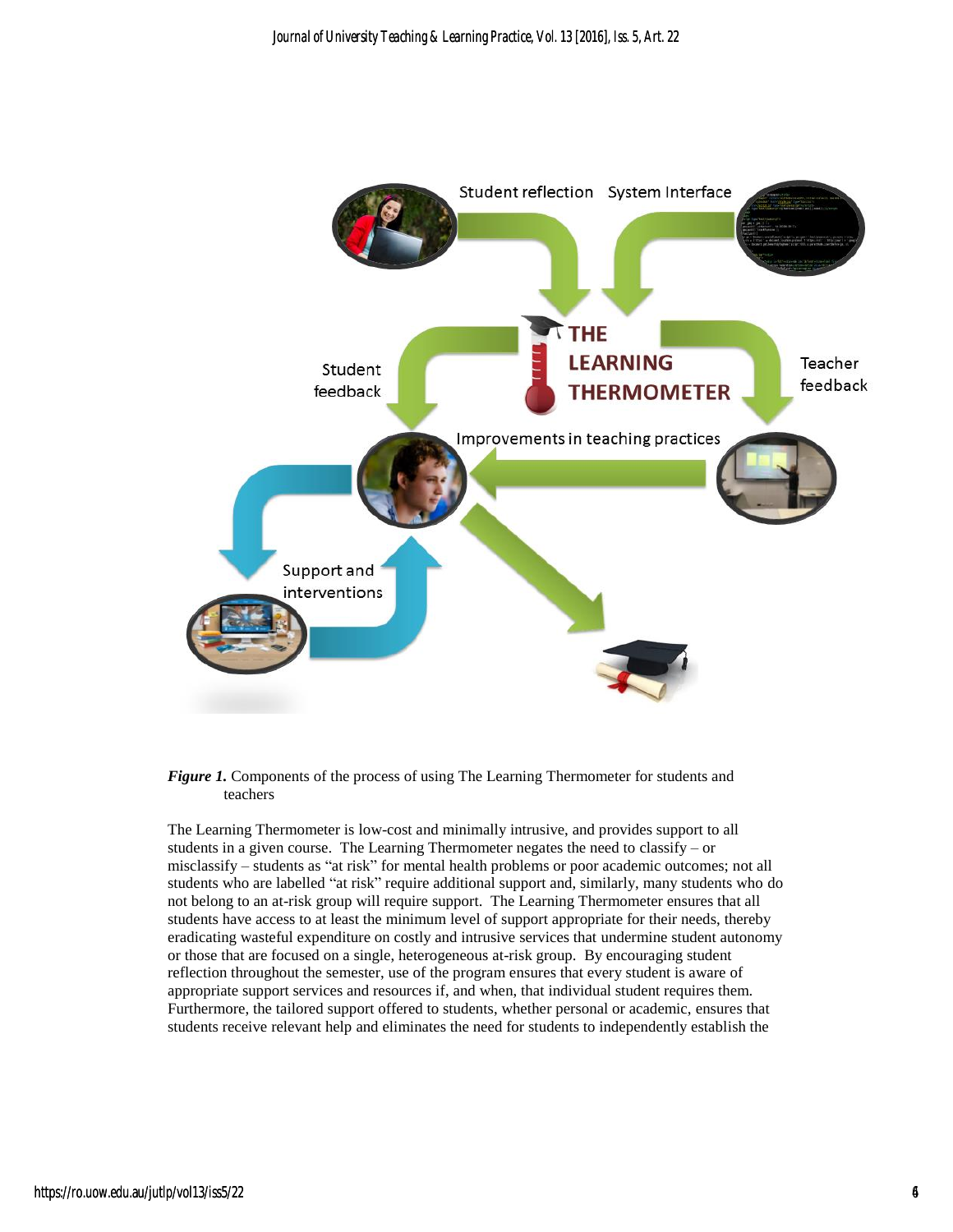*Figure 1.* Components of the process of using The Learning Thermometer for students and teachers

The Learning Thermometer is low-cost and minimally intrusive, and provides support to all students in a given course. The Learning Thermometer negates the need to classify – or misclassify – students as "at risk" for mental health problems or poor academic outcomes; not all students who are labelled "at risk" require additional support and, similarly, many students who do not belong to an at-risk group will require support. The Learning Thermometer ensures that all students have access to at least the minimum level of support appropriate for their needs, thereby eradicating wasteful expenditure on costly and intrusive services that undermine student autonomy or those that are focused on a single, heterogeneous at-risk group. By encouraging student reflection throughout the semester, use of the program ensures that every student is aware of appropriate support services and resources if, and when, that individual student requires them. Furthermore, the tailored support offered to students, whether personal or academic, ensures that students receive relevant help and eliminates the need for students to independently establish the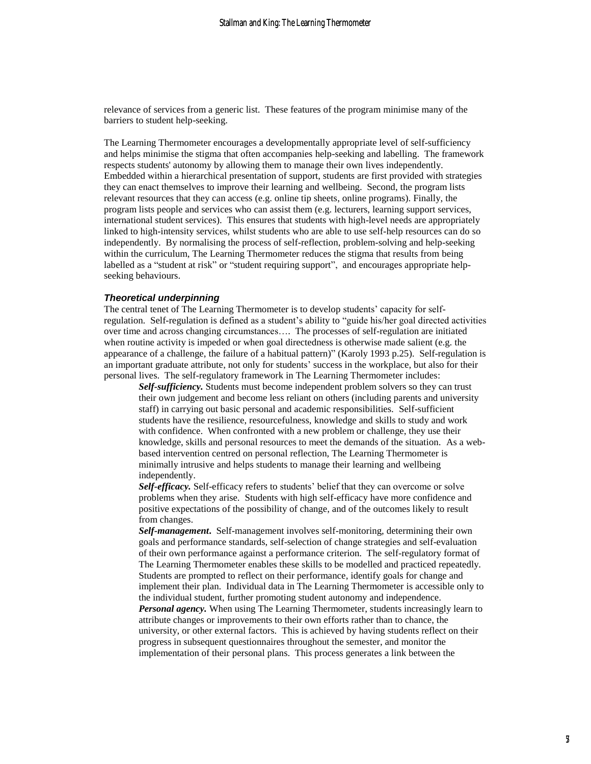relevance of services from a generic list. These features of the program minimise many of the barriers to student help-seeking.

The Learning Thermometer encourages a developmentally appropriate level of self-sufficiency and helps minimise the stigma that often accompanies help-seeking and labelling. The framework respects students' autonomy by allowing them to manage their own lives independently. Embedded within a hierarchical presentation of support, students are first provided with strategies they can enact themselves to improve their learning and wellbeing. Second, the program lists relevant resources that they can access (e.g. online tip sheets, online programs). Finally, the program lists people and services who can assist them (e.g. lecturers, learning support services, international student services). This ensures that students with high-level needs are appropriately linked to high-intensity services, whilst students who are able to use self-help resources can do so independently. By normalising the process of self-reflection, problem-solving and help-seeking within the curriculum, The Learning Thermometer reduces the stigma that results from being labelled as a "student at risk" or "student requiring support", and encourages appropriate help-seeking behaviours.

### *Theoretical underpinning*

The central tenet of The Learning Thermometer is to develop students' capacity for self-regulation. Self-regulation is defined as a student's ability to "guide his/her goal directed activities over time and across changing circumstances…. The processes of self-regulation are initiated when routine activity is impeded or when goal directedness is otherwise made salient (e.g. the appearance of a challenge, the failure of a habitual pattern)" (Karoly 1993 p.25). Self-regulation is an important graduate attribute, not only for students' success in the workplace, but also for their personal lives. The self-regulatory framework in The Learning Thermometer includes:

***Self-sufficiency.*** Students must become independent problem solvers so they can trust their own judgement and become less reliant on others (including parents and university staff) in carrying out basic personal and academic responsibilities. Self-sufficient students have the resilience, resourcefulness, knowledge and skills to study and work with confidence. When confronted with a new problem or challenge, they use their knowledge, skills and personal resources to meet the demands of the situation. As a web-based intervention centred on personal reflection, The Learning Thermometer is minimally intrusive and helps students to manage their learning and wellbeing independently.

***Self-efficacy.*** Self-efficacy refers to students' belief that they can overcome or solve problems when they arise. Students with high self-efficacy have more confidence and positive expectations of the possibility of change, and of the outcomes likely to result from changes.

***Self-management*.** Self-management involves self-monitoring, determining their own goals and performance standards, self-selection of change strategies and self-evaluation of their own performance against a performance criterion. The self-regulatory format of The Learning Thermometer enables these skills to be modelled and practiced repeatedly. Students are prompted to reflect on their performance, identify goals for change and implement their plan. Individual data in The Learning Thermometer is accessible only to the individual student, further promoting student autonomy and independence.

***Personal agency.*** When using The Learning Thermometer, students increasingly learn to attribute changes or improvements to their own efforts rather than to chance, the university, or other external factors. This is achieved by having students reflect on their progress in subsequent questionnaires throughout the semester, and monitor the implementation of their personal plans. This process generates a link between the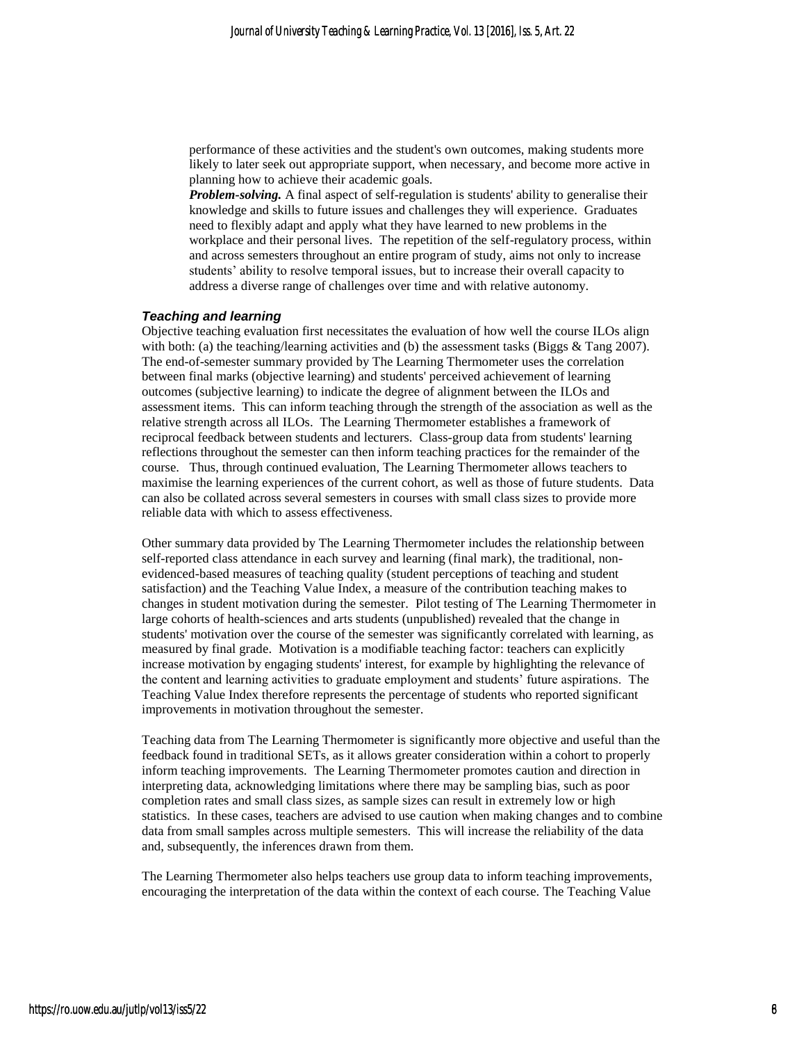performance of these activities and the student's own outcomes, making students more likely to later seek out appropriate support, when necessary, and become more active in planning how to achieve their academic goals.

***Problem-solving.*** A final aspect of self-regulation is students' ability to generalise their knowledge and skills to future issues and challenges they will experience. Graduates need to flexibly adapt and apply what they have learned to new problems in the workplace and their personal lives. The repetition of the self-regulatory process, within and across semesters throughout an entire program of study, aims not only to increase students' ability to resolve temporal issues, but to increase their overall capacity to address a diverse range of challenges over time and with relative autonomy.

### *Teaching and learning*

Objective teaching evaluation first necessitates the evaluation of how well the course ILOs align with both: (a) the teaching/learning activities and (b) the assessment tasks (Biggs & Tang 2007). The end-of-semester summary provided by The Learning Thermometer uses the correlation between final marks (objective learning) and students' perceived achievement of learning outcomes (subjective learning) to indicate the degree of alignment between the ILOs and assessment items. This can inform teaching through the strength of the association as well as the relative strength across all ILOs. The Learning Thermometer establishes a framework of reciprocal feedback between students and lecturers. Class-group data from students' learning reflections throughout the semester can then inform teaching practices for the remainder of the course. Thus, through continued evaluation, The Learning Thermometer allows teachers to maximise the learning experiences of the current cohort, as well as those of future students. Data can also be collated across several semesters in courses with small class sizes to provide more reliable data with which to assess effectiveness.

Other summary data provided by The Learning Thermometer includes the relationship between self-reported class attendance in each survey and learning (final mark), the traditional, non-evidenced-based measures of teaching quality (student perceptions of teaching and student satisfaction) and the Teaching Value Index, a measure of the contribution teaching makes to changes in student motivation during the semester. Pilot testing of The Learning Thermometer in large cohorts of health-sciences and arts students (unpublished) revealed that the change in students' motivation over the course of the semester was significantly correlated with learning, as measured by final grade. Motivation is a modifiable teaching factor: teachers can explicitly increase motivation by engaging students' interest, for example by highlighting the relevance of the content and learning activities to graduate employment and students' future aspirations. The Teaching Value Index therefore represents the percentage of students who reported significant improvements in motivation throughout the semester.

Teaching data from The Learning Thermometer is significantly more objective and useful than the feedback found in traditional SETs, as it allows greater consideration within a cohort to properly inform teaching improvements. The Learning Thermometer promotes caution and direction in interpreting data, acknowledging limitations where there may be sampling bias, such as poor completion rates and small class sizes, as sample sizes can result in extremely low or high statistics. In these cases, teachers are advised to use caution when making changes and to combine data from small samples across multiple semesters. This will increase the reliability of the data and, subsequently, the inferences drawn from them.

The Learning Thermometer also helps teachers use group data to inform teaching improvements, encouraging the interpretation of the data within the context of each course. The Teaching Value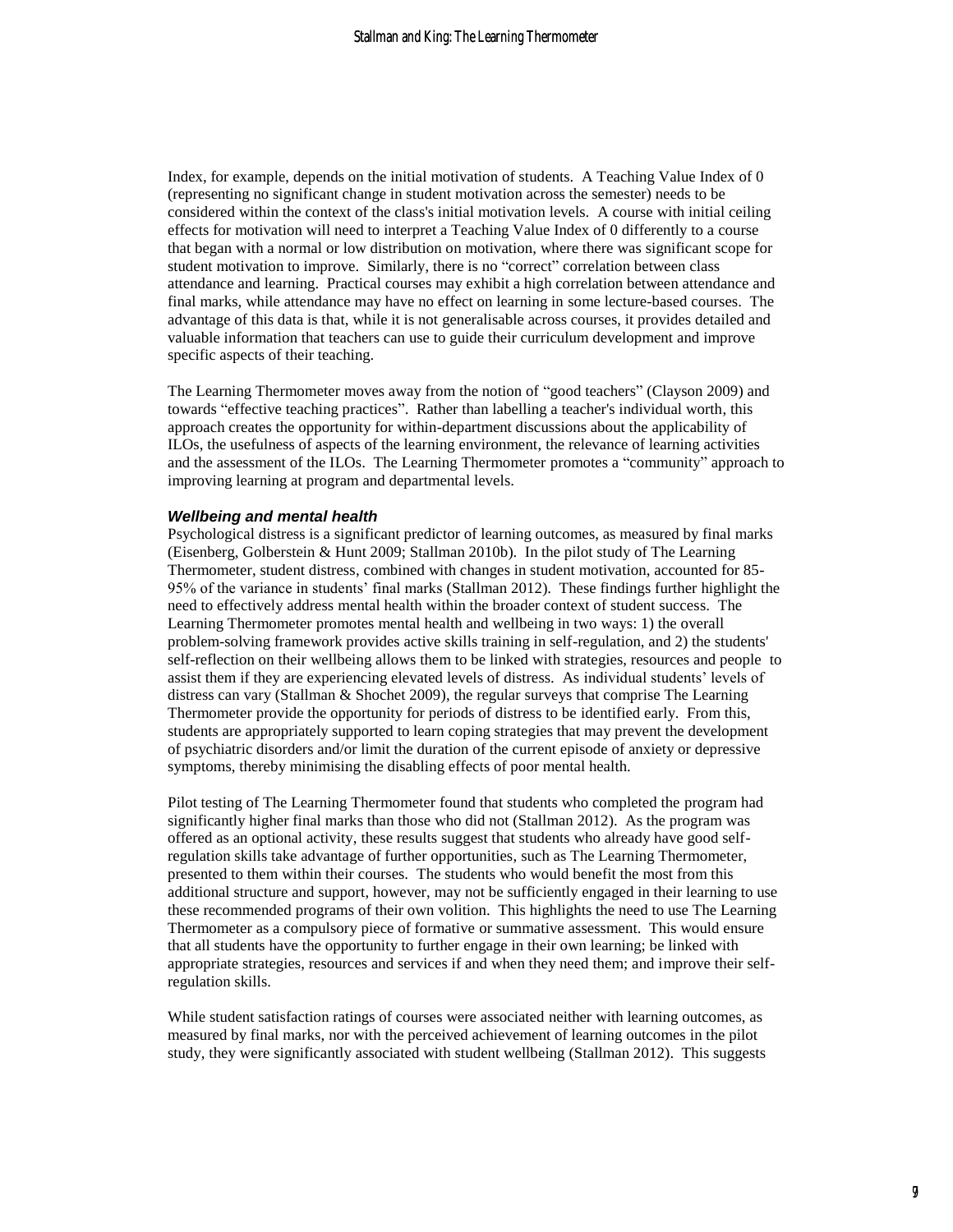Index, for example, depends on the initial motivation of students. A Teaching Value Index of 0 (representing no significant change in student motivation across the semester) needs to be considered within the context of the class's initial motivation levels. A course with initial ceiling effects for motivation will need to interpret a Teaching Value Index of 0 differently to a course that began with a normal or low distribution on motivation, where there was significant scope for student motivation to improve. Similarly, there is no "correct" correlation between class attendance and learning. Practical courses may exhibit a high correlation between attendance and final marks, while attendance may have no effect on learning in some lecture-based courses. The advantage of this data is that, while it is not generalisable across courses, it provides detailed and valuable information that teachers can use to guide their curriculum development and improve specific aspects of their teaching.

The Learning Thermometer moves away from the notion of "good teachers" (Clayson 2009) and towards "effective teaching practices". Rather than labelling a teacher's individual worth, this approach creates the opportunity for within-department discussions about the applicability of ILOs, the usefulness of aspects of the learning environment, the relevance of learning activities and the assessment of the ILOs. The Learning Thermometer promotes a "community" approach to improving learning at program and departmental levels.

### *Wellbeing and mental health*

Psychological distress is a significant predictor of learning outcomes, as measured by final marks (Eisenberg, Golberstein & Hunt 2009; Stallman 2010b). In the pilot study of The Learning Thermometer, student distress, combined with changes in student motivation, accounted for 85-95% of the variance in students' final marks (Stallman 2012). These findings further highlight the need to effectively address mental health within the broader context of student success. The Learning Thermometer promotes mental health and wellbeing in two ways: 1) the overall problem-solving framework provides active skills training in self-regulation, and 2) the students' self-reflection on their wellbeing allows them to be linked with strategies, resources and people to assist them if they are experiencing elevated levels of distress. As individual students' levels of distress can vary (Stallman & Shochet 2009), the regular surveys that comprise The Learning Thermometer provide the opportunity for periods of distress to be identified early. From this, students are appropriately supported to learn coping strategies that may prevent the development of psychiatric disorders and/or limit the duration of the current episode of anxiety or depressive symptoms, thereby minimising the disabling effects of poor mental health.

Pilot testing of The Learning Thermometer found that students who completed the program had significantly higher final marks than those who did not (Stallman 2012). As the program was offered as an optional activity, these results suggest that students who already have good self-regulation skills take advantage of further opportunities, such as The Learning Thermometer, presented to them within their courses. The students who would benefit the most from this additional structure and support, however, may not be sufficiently engaged in their learning to use these recommended programs of their own volition. This highlights the need to use The Learning Thermometer as a compulsory piece of formative or summative assessment. This would ensure that all students have the opportunity to further engage in their own learning; be linked with appropriate strategies, resources and services if and when they need them; and improve their self-regulation skills.

While student satisfaction ratings of courses were associated neither with learning outcomes, as measured by final marks, nor with the perceived achievement of learning outcomes in the pilot study, they were significantly associated with student wellbeing (Stallman 2012). This suggests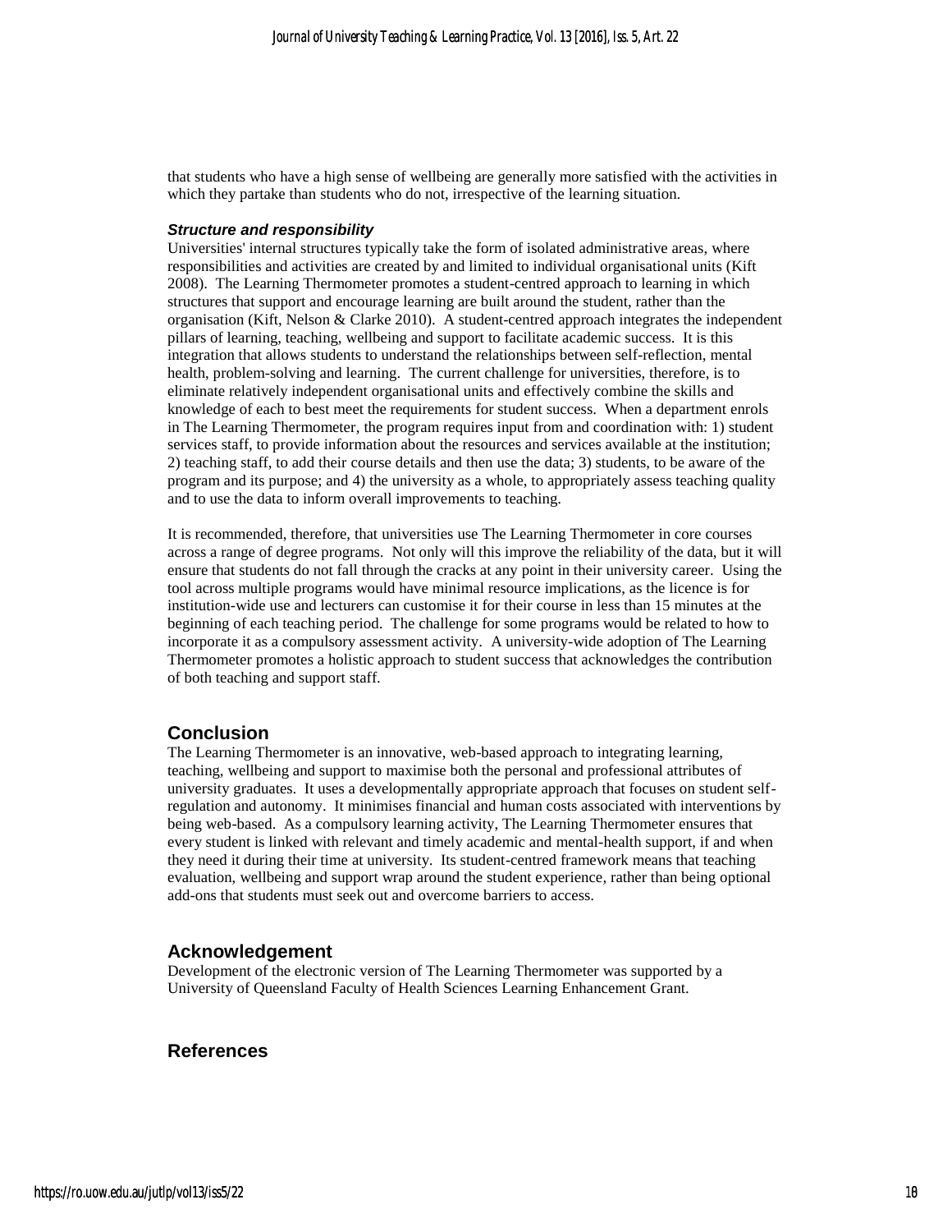that students who have a high sense of wellbeing are generally more satisfied with the activities in which they partake than students who do not, irrespective of the learning situation.

### *Structure and responsibility*

Universities' internal structures typically take the form of isolated administrative areas, where responsibilities and activities are created by and limited to individual organisational units (Kift 2008). The Learning Thermometer promotes a student-centred approach to learning in which structures that support and encourage learning are built around the student, rather than the organisation (Kift, Nelson & Clarke 2010). A student-centred approach integrates the independent pillars of learning, teaching, wellbeing and support to facilitate academic success. It is this integration that allows students to understand the relationships between self-reflection, mental health, problem-solving and learning. The current challenge for universities, therefore, is to eliminate relatively independent organisational units and effectively combine the skills and knowledge of each to best meet the requirements for student success. When a department enrols in The Learning Thermometer, the program requires input from and coordination with: 1) student services staff, to provide information about the resources and services available at the institution; 2) teaching staff, to add their course details and then use the data; 3) students, to be aware of the program and its purpose; and 4) the university as a whole, to appropriately assess teaching quality and to use the data to inform overall improvements to teaching.

It is recommended, therefore, that universities use The Learning Thermometer in core courses across a range of degree programs. Not only will this improve the reliability of the data, but it will ensure that students do not fall through the cracks at any point in their university career. Using the tool across multiple programs would have minimal resource implications, as the licence is for institution-wide use and lecturers can customise it for their course in less than 15 minutes at the beginning of each teaching period. The challenge for some programs would be related to how to incorporate it as a compulsory assessment activity. A university-wide adoption of The Learning Thermometer promotes a holistic approach to student success that acknowledges the contribution of both teaching and support staff.

## Conclusion

The Learning Thermometer is an innovative, web-based approach to integrating learning, teaching, wellbeing and support to maximise both the personal and professional attributes of university graduates. It uses a developmentally appropriate approach that focuses on student self-regulation and autonomy. It minimises financial and human costs associated with interventions by being web-based. As a compulsory learning activity, The Learning Thermometer ensures that every student is linked with relevant and timely academic and mental-health support, if and when they need it during their time at university. Its student-centred framework means that teaching evaluation, wellbeing and support wrap around the student experience, rather than being optional add-ons that students must seek out and overcome barriers to access.

## Acknowledgement

Development of the electronic version of The Learning Thermometer was supported by a University of Queensland Faculty of Health Sciences Learning Enhancement Grant.

## References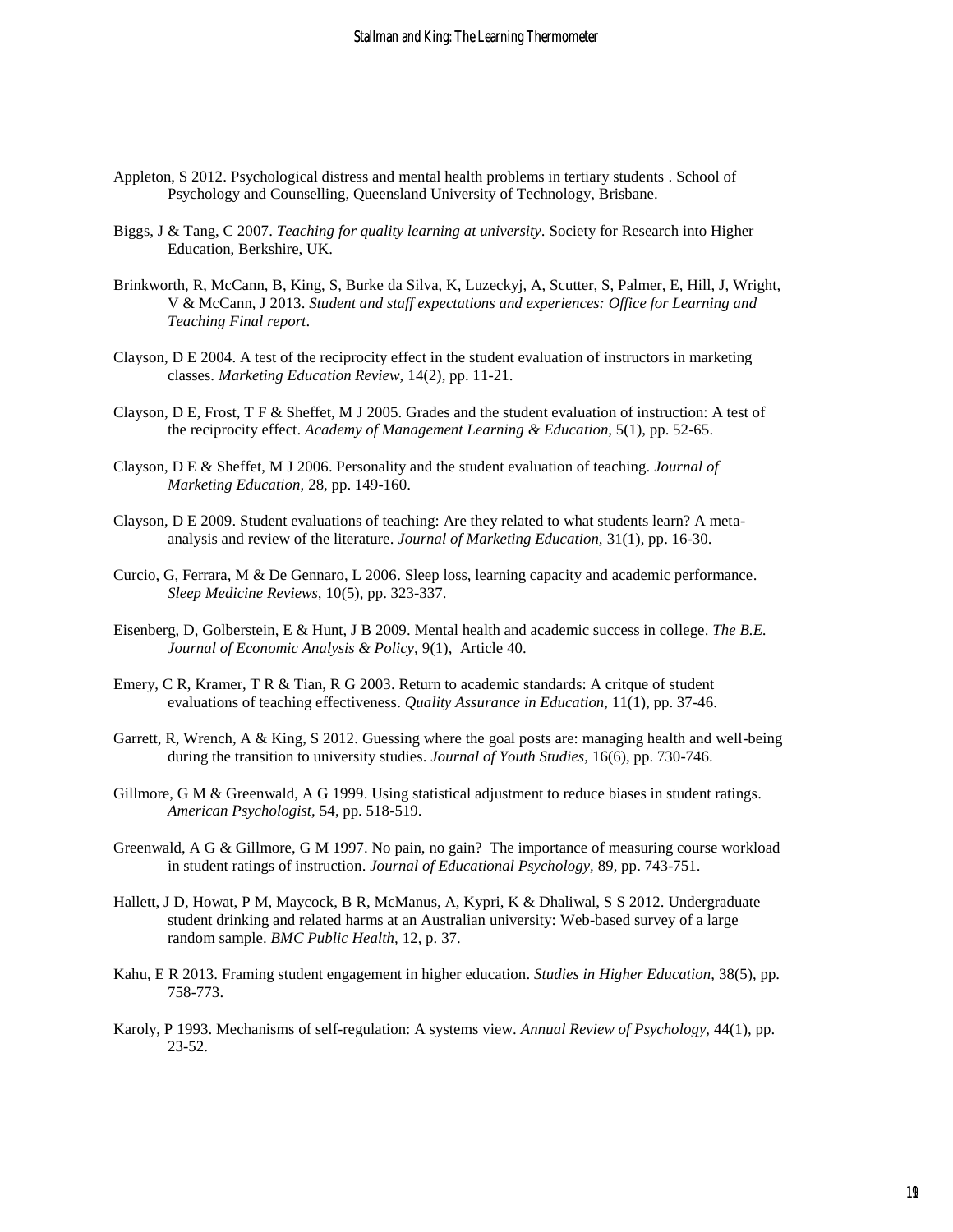Appleton, S 2012. Psychological distress and mental health problems in tertiary students . School of Psychology and Counselling, Queensland University of Technology, Brisbane.

Biggs, J & Tang, C 2007. *Teaching for quality learning at university*. Society for Research into Higher Education, Berkshire, UK.

Brinkworth, R, McCann, B, King, S, Burke da Silva, K, Luzeckyj, A, Scutter, S, Palmer, E, Hill, J, Wright, V & McCann, J 2013. *Student and staff expectations and experiences: Office for Learning and Teaching Final report*.

Clayson, D E 2004. A test of the reciprocity effect in the student evaluation of instructors in marketing classes. *Marketing Education Review,* 14(2), pp. 11-21.

Clayson, D E, Frost, T F & Sheffet, M J 2005. Grades and the student evaluation of instruction: A test of the reciprocity effect. *Academy of Management Learning & Education,* 5(1), pp. 52-65.

Clayson, D E & Sheffet, M J 2006. Personality and the student evaluation of teaching. *Journal of Marketing Education,* 28, pp. 149-160.

Clayson, D E 2009. Student evaluations of teaching: Are they related to what students learn? A meta-analysis and review of the literature. *Journal of Marketing Education,* 31(1), pp. 16-30.

Curcio, G, Ferrara, M & De Gennaro, L 2006. Sleep loss, learning capacity and academic performance. *Sleep Medicine Reviews,* 10(5), pp. 323-337.

Eisenberg, D, Golberstein, E & Hunt, J B 2009. Mental health and academic success in college. *The B.E. Journal of Economic Analysis & Policy,* 9(1), Article 40.

Emery, C R, Kramer, T R & Tian, R G 2003. Return to academic standards: A critque of student evaluations of teaching effectiveness. *Quality Assurance in Education,* 11(1), pp. 37-46.

Garrett, R, Wrench, A & King, S 2012. Guessing where the goal posts are: managing health and well-being during the transition to university studies. *Journal of Youth Studies,* 16(6), pp. 730-746.

Gillmore, G M & Greenwald, A G 1999. Using statistical adjustment to reduce biases in student ratings. *American Psychologist,* 54, pp. 518-519.

Greenwald, A G & Gillmore, G M 1997. No pain, no gain? The importance of measuring course workload in student ratings of instruction. *Journal of Educational Psychology,* 89, pp. 743-751.

Hallett, J D, Howat, P M, Maycock, B R, McManus, A, Kypri, K & Dhaliwal, S S 2012. Undergraduate student drinking and related harms at an Australian university: Web-based survey of a large random sample. *BMC Public Health,* 12, p. 37.

Kahu, E R 2013. Framing student engagement in higher education. *Studies in Higher Education,* 38(5), pp. 758-773.

Karoly, P 1993. Mechanisms of self-regulation: A systems view. *Annual Review of Psychology,* 44(1), pp. 23-52.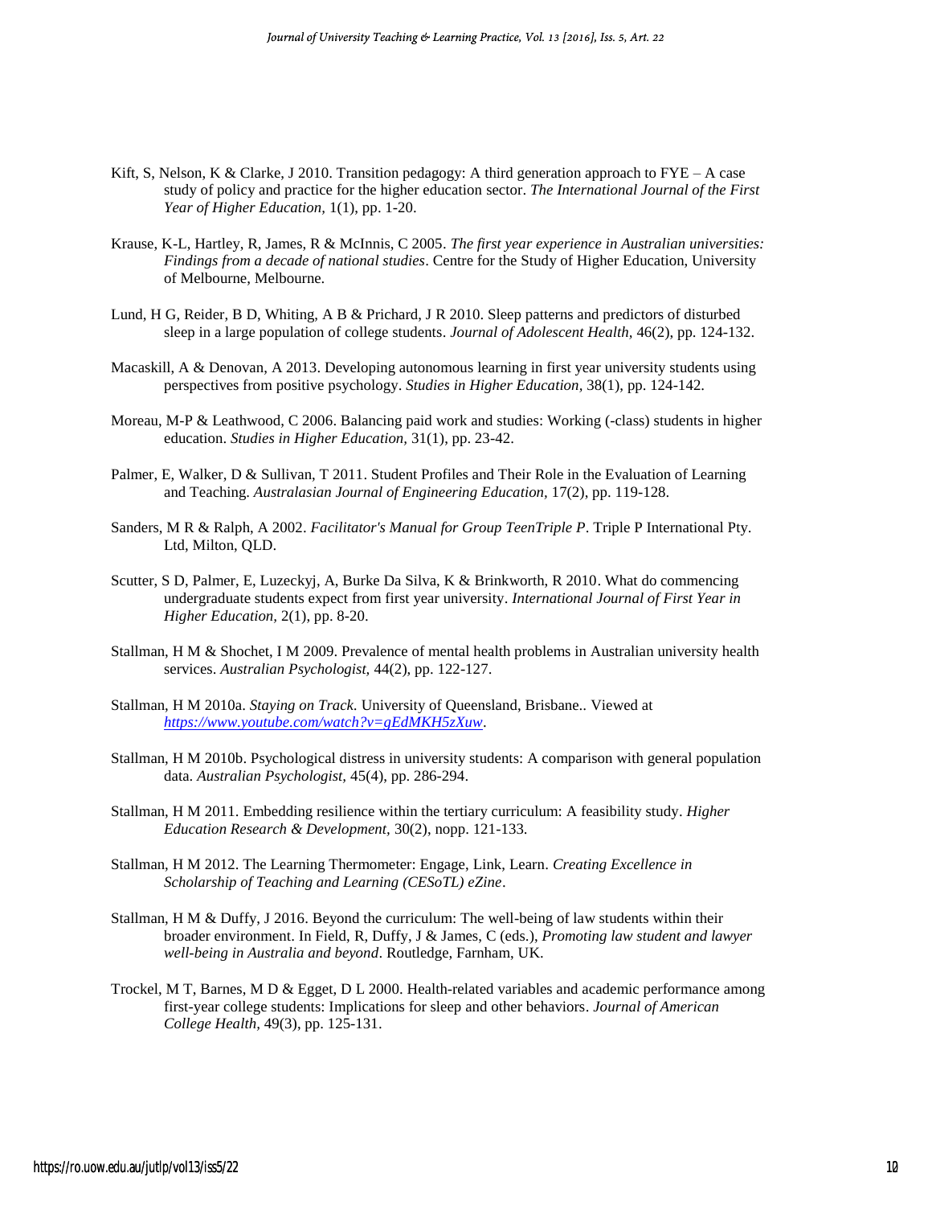Kift, S, Nelson, K & Clarke, J 2010. Transition pedagogy: A third generation approach to FYE – A case study of policy and practice for the higher education sector. *The International Journal of the First Year of Higher Education*, 1(1), pp. 1-20.

Krause, K-L, Hartley, R, James, R & McInnis, C 2005. *The first year experience in Australian universities: Findings from a decade of national studies*. Centre for the Study of Higher Education, University of Melbourne, Melbourne.

Lund, H G, Reider, B D, Whiting, A B & Prichard, J R 2010. Sleep patterns and predictors of disturbed sleep in a large population of college students. *Journal of Adolescent Health*, 46(2), pp. 124-132.

Macaskill, A & Denovan, A 2013. Developing autonomous learning in first year university students using perspectives from positive psychology. *Studies in Higher Education*, 38(1), pp. 124-142.

Moreau, M-P & Leathwood, C 2006. Balancing paid work and studies: Working (-class) students in higher education. *Studies in Higher Education*, 31(1), pp. 23-42.

Palmer, E, Walker, D & Sullivan, T 2011. Student Profiles and Their Role in the Evaluation of Learning and Teaching. *Australasian Journal of Engineering Education*, 17(2), pp. 119-128.

Sanders, M R & Ralph, A 2002. *Facilitator's Manual for Group TeenTriple P*. Triple P International Pty. Ltd, Milton, QLD.

Scutter, S D, Palmer, E, Luzeckyj, A, Burke Da Silva, K & Brinkworth, R 2010. What do commencing undergraduate students expect from first year university. *International Journal of First Year in Higher Education*, 2(1), pp. 8-20.

Stallman, H M & Shochet, I M 2009. Prevalence of mental health problems in Australian university health services. *Australian Psychologist*, 44(2), pp. 122-127.

Stallman, H M 2010a. *Staying on Track*. University of Queensland, Brisbane.. Viewed at *https://www.youtube.com/watch?v=gEdMKH5zXuw*.

Stallman, H M 2010b. Psychological distress in university students: A comparison with general population data. *Australian Psychologist*, 45(4), pp. 286-294.

Stallman, H M 2011. Embedding resilience within the tertiary curriculum: A feasibility study. *Higher Education Research & Development*, 30(2), nopp. 121-133.

Stallman, H M 2012. The Learning Thermometer: Engage, Link, Learn. *Creating Excellence in Scholarship of Teaching and Learning (CESoTL) eZine*.

Stallman, H M & Duffy, J 2016. Beyond the curriculum: The well-being of law students within their broader environment. In Field, R, Duffy, J & James, C (eds.), *Promoting law student and lawyer well-being in Australia and beyond*. Routledge, Farnham, UK.

Trockel, M T, Barnes, M D & Egget, D L 2000. Health-related variables and academic performance among first-year college students: Implications for sleep and other behaviors. *Journal of American College Health*, 49(3), pp. 125-131.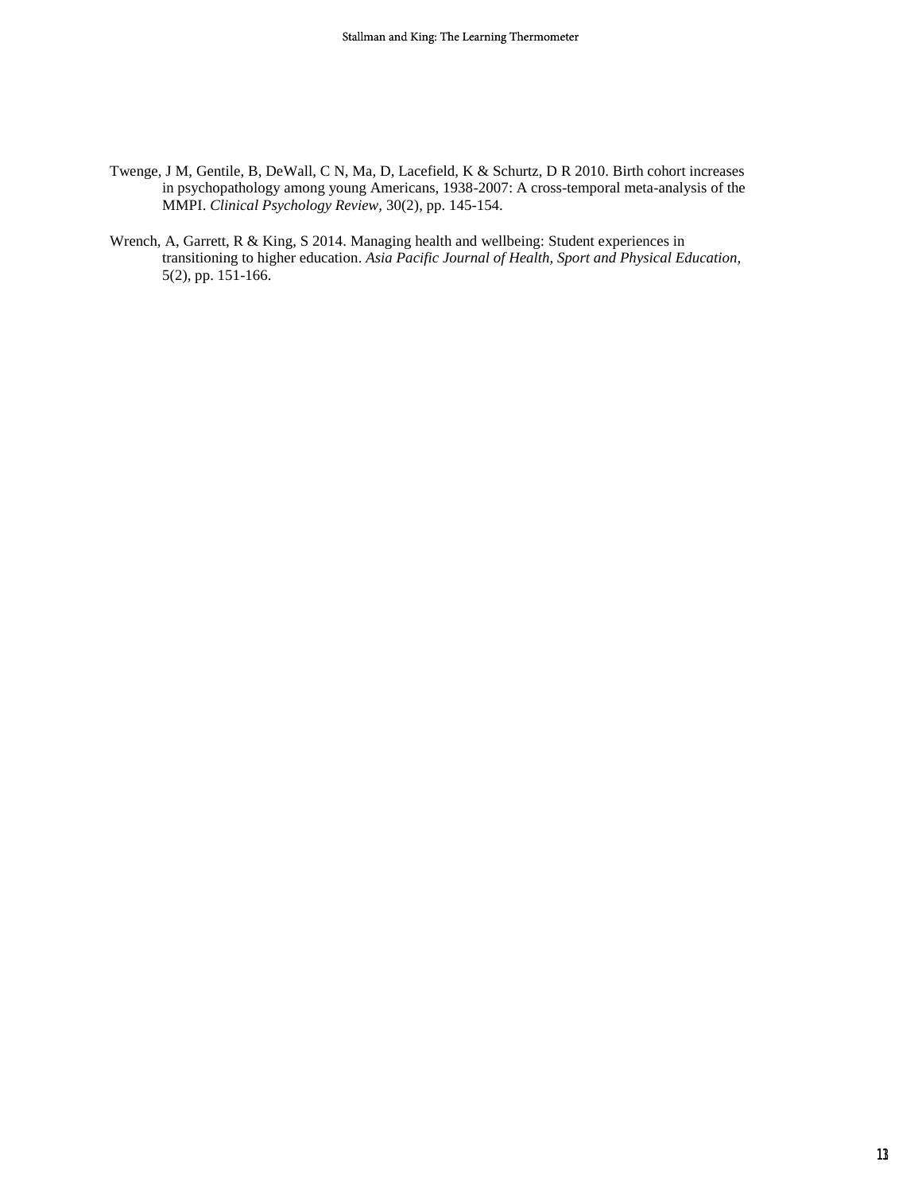Twenge, J M, Gentile, B, DeWall, C N, Ma, D, Lacefield, K & Schurtz, D R 2010. Birth cohort increases in psychopathology among young Americans, 1938-2007: A cross-temporal meta-analysis of the MMPI. *Clinical Psychology Review,* 30(2), pp. 145-154.

Wrench, A, Garrett, R & King, S 2014. Managing health and wellbeing: Student experiences in transitioning to higher education. *Asia Pacific Journal of Health, Sport and Physical Education,* 5(2), pp. 151-166.